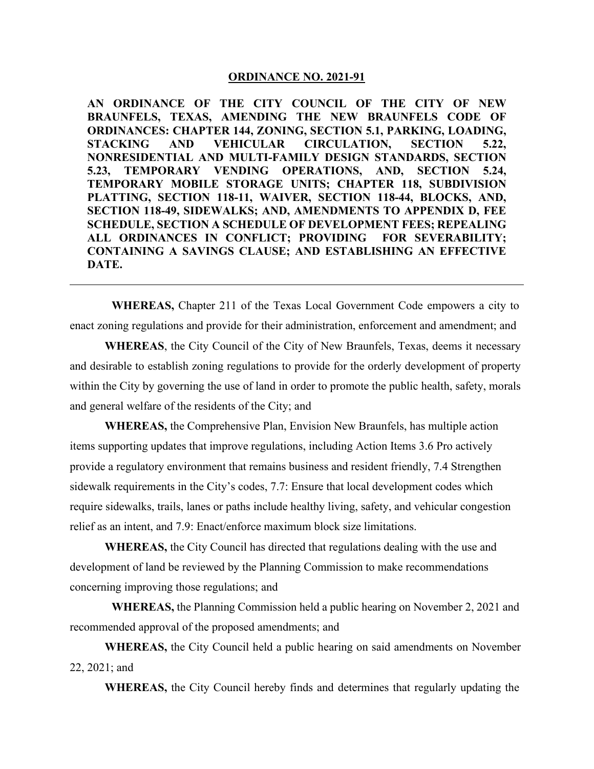# ORDINANCE NO. 2021-91

**AN ORDINANCE OF THE CITY COUNCIL OF THE CITY OF NEW BRAUNFELS, TEXAS, AMENDING THE NEW BRAUNFELS CODE OF ORDINANCES: CHAPTER 144, ZONING, SECTION 5.1, PARKING, LOADING, STACKING AND VEHICULAR CIRCULATION, SECTION 5.22, NONRESIDENTIAL AND MULTI-FAMILY DESIGN STANDARDS, SECTION 5.23, TEMPORARY VENDING OPERATIONS, AND, SECTION 5.24, TEMPORARY MOBILE STORAGE UNITS; CHAPTER 118, SUBDIVISION PLATTING, SECTION 118-11, WAIVER, SECTION 118-44, BLOCKS, AND, SECTION 118-49, SIDEWALKS; AND, AMENDMENTS TO APPENDIX D, FEE SCHEDULE, SECTION A SCHEDULE OF DEVELOPMENT FEES; REPEALING ALL ORDINANCES IN CONFLICT; PROVIDING FOR SEVERABILITY; CONTAINING A SAVINGS CLAUSE; AND ESTABLISHING AN EFFECTIVE DATE.**

---

**WHEREAS,** Chapter 211 of the Texas Local Government Code empowers a city to enact zoning regulations and provide for their administration, enforcement and amendment; and

**WHEREAS**, the City Council of the City of New Braunfels, Texas, deems it necessary and desirable to establish zoning regulations to provide for the orderly development of property within the City by governing the use of land in order to promote the public health, safety, morals and general welfare of the residents of the City; and

**WHEREAS,** the Comprehensive Plan, Envision New Braunfels, has multiple action items supporting updates that improve regulations, including Action Items 3.6 Pro actively provide a regulatory environment that remains business and resident friendly, 7.4 Strengthen sidewalk requirements in the City's codes, 7.7: Ensure that local development codes which require sidewalks, trails, lanes or paths include healthy living, safety, and vehicular congestion relief as an intent, and 7.9: Enact/enforce maximum block size limitations.

**WHEREAS,** the City Council has directed that regulations dealing with the use and development of land be reviewed by the Planning Commission to make recommendations concerning improving those regulations; and

**WHEREAS,** the Planning Commission held a public hearing on November 2, 2021 and recommended approval of the proposed amendments; and

**WHEREAS,** the City Council held a public hearing on said amendments on November 22, 2021; and

**WHEREAS,** the City Council hereby finds and determines that regularly updating the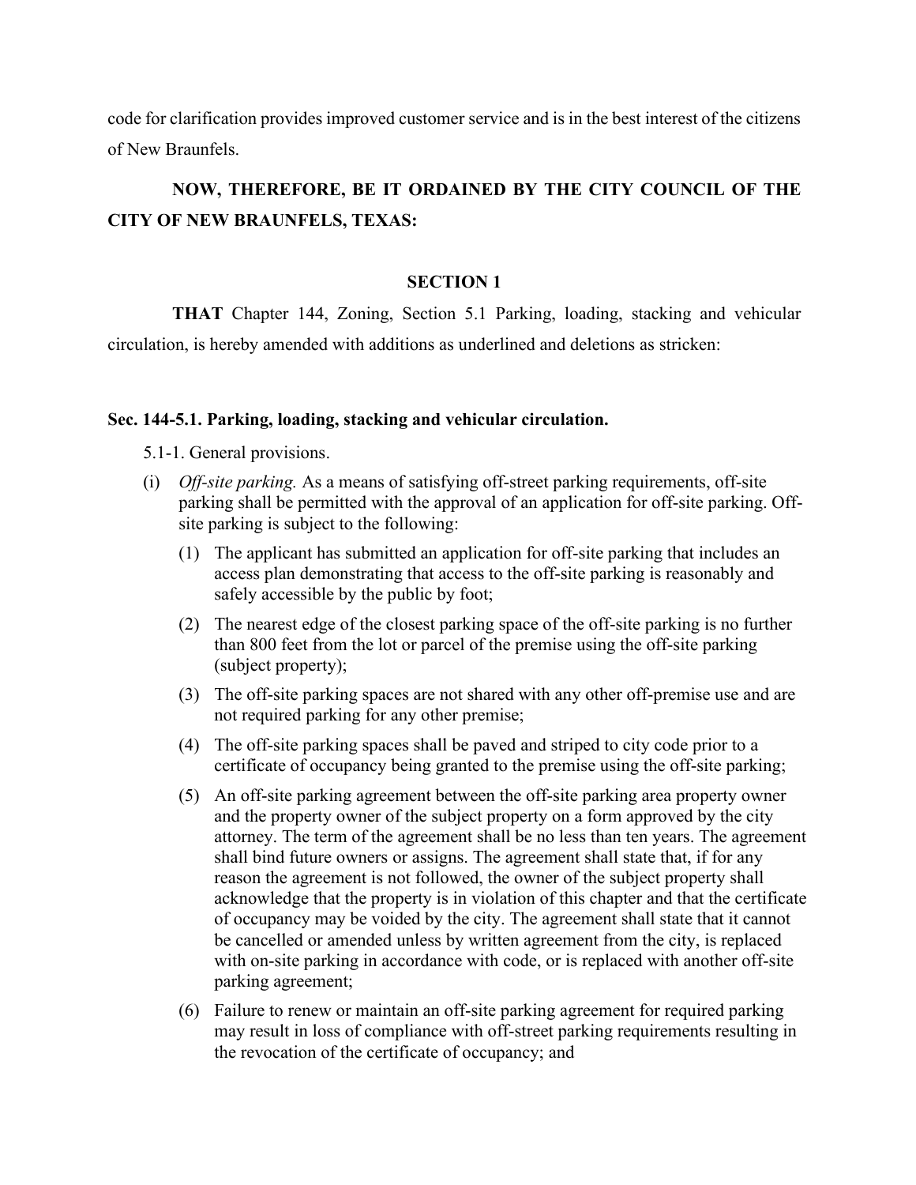code for clarification provides improved customer service and is in the best interest of the citizens of New Braunfels.

**NOW, THEREFORE, BE IT ORDAINED BY THE CITY COUNCIL OF THE CITY OF NEW BRAUNFELS, TEXAS:**

**SECTION 1**

**THAT** Chapter 144, Zoning, Section 5.1 Parking, loading, stacking and vehicular circulation, is hereby amended with additions as underlined and deletions as stricken:

**Sec. 144-5.1. Parking, loading, stacking and vehicular circulation.**

5.1-1. General provisions.

(i) *Off-site parking.* As a means of satisfying off-street parking requirements, off-site parking shall be permitted with the approval of an application for off-site parking. Off-site parking is subject to the following:

(1) The applicant has submitted an application for off-site parking that includes an access plan demonstrating that access to the off-site parking is reasonably and safely accessible by the public by foot;

(2) The nearest edge of the closest parking space of the off-site parking is no further than 800 feet from the lot or parcel of the premise using the off-site parking (subject property);

(3) The off-site parking spaces are not shared with any other off-premise use and are not required parking for any other premise;

(4) The off-site parking spaces shall be paved and striped to city code prior to a certificate of occupancy being granted to the premise using the off-site parking;

(5) An off-site parking agreement between the off-site parking area property owner and the property owner of the subject property on a form approved by the city attorney. The term of the agreement shall be no less than ten years. The agreement shall bind future owners or assigns. The agreement shall state that, if for any reason the agreement is not followed, the owner of the subject property shall acknowledge that the property is in violation of this chapter and that the certificate of occupancy may be voided by the city. The agreement shall state that it cannot be cancelled or amended unless by written agreement from the city, is replaced with on-site parking in accordance with code, or is replaced with another off-site parking agreement;

(6) Failure to renew or maintain an off-site parking agreement for required parking may result in loss of compliance with off-street parking requirements resulting in the revocation of the certificate of occupancy; and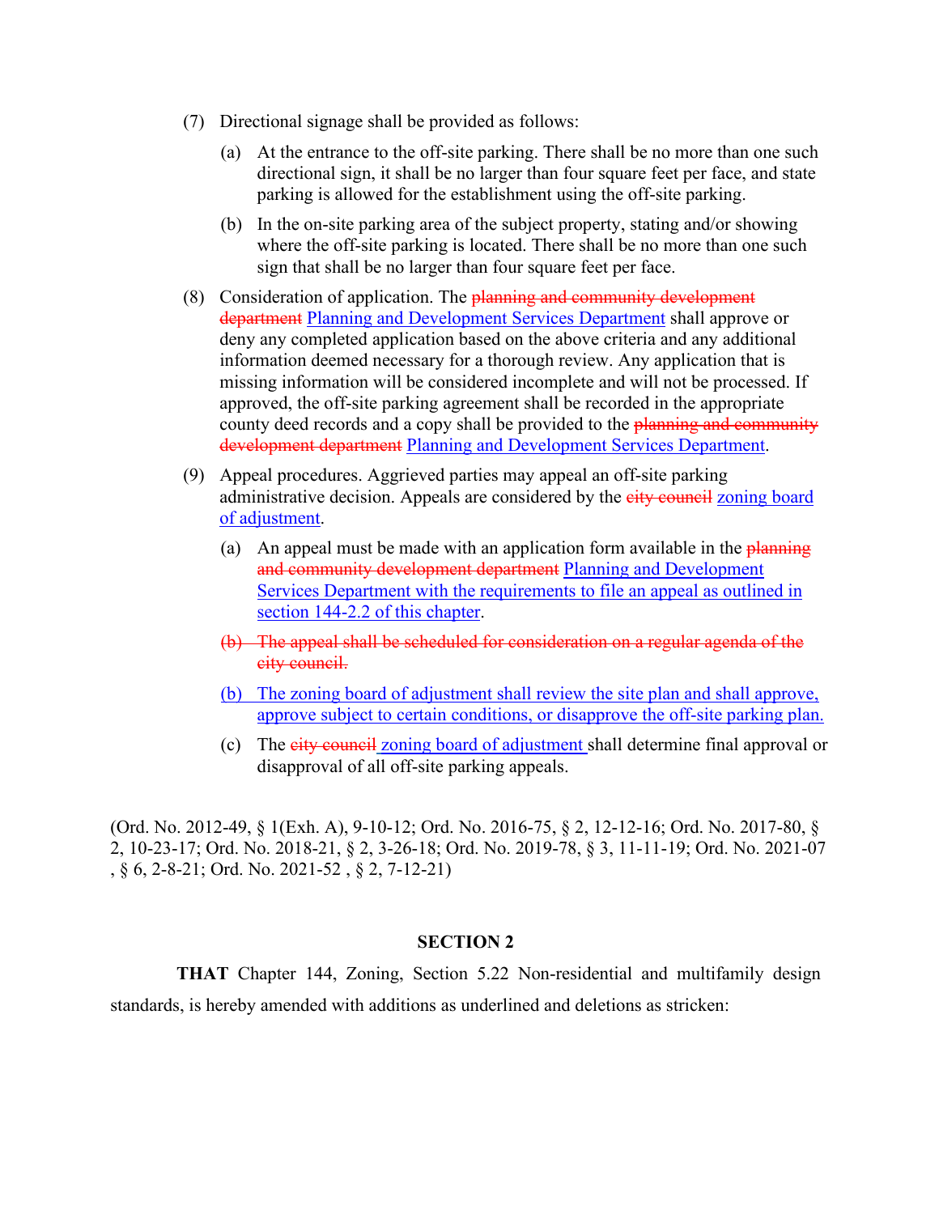(7) Directional signage shall be provided as follows:

    (a) At the entrance to the off-site parking. There shall be no more than one such directional sign, it shall be no larger than four square feet per face, and state parking is allowed for the establishment using the off-site parking.

    (b) In the on-site parking area of the subject property, stating and/or showing where the off-site parking is located. There shall be no more than one such sign that shall be no larger than four square feet per face.

(8) Consideration of application. The ~~planning and community development department~~ <u>Planning and Development Services Department</u> shall approve or deny any completed application based on the above criteria and any additional information deemed necessary for a thorough review. Any application that is missing information will be considered incomplete and will not be processed. If approved, the off-site parking agreement shall be recorded in the appropriate county deed records and a copy shall be provided to the ~~planning and community development department~~ <u>Planning and Development Services Department</u>.

(9) Appeal procedures. Aggrieved parties may appeal an off-site parking administrative decision. Appeals are considered by the ~~city council~~ <u>zoning board of adjustment</u>.

    (a) An appeal must be made with an application form available in the ~~planning and community development department~~ <u>Planning and Development Services Department with the requirements to file an appeal as outlined in section 144-2.2 of this chapter</u>.

    ~~(b) The appeal shall be scheduled for consideration on a regular agenda of the city council.~~

    <u>(b) The zoning board of adjustment shall review the site plan and shall approve, approve subject to certain conditions, or disapprove the off-site parking plan.</u>

    (c) The ~~city council~~ <u>zoning board of adjustment</u> shall determine final approval or disapproval of all off-site parking appeals.

(Ord. No. 2012-49, § 1(Exh. A), 9-10-12; Ord. No. 2016-75, § 2, 12-12-16; Ord. No. 2017-80, § 2, 10-23-17; Ord. No. 2018-21, § 2, 3-26-18; Ord. No. 2019-78, § 3, 11-11-19; Ord. No. 2021-07 , § 6, 2-8-21; Ord. No. 2021-52 , § 2, 7-12-21)

## SECTION 2

**THAT** Chapter 144, Zoning, Section 5.22 Non-residential and multifamily design standards, is hereby amended with additions as underlined and deletions as stricken: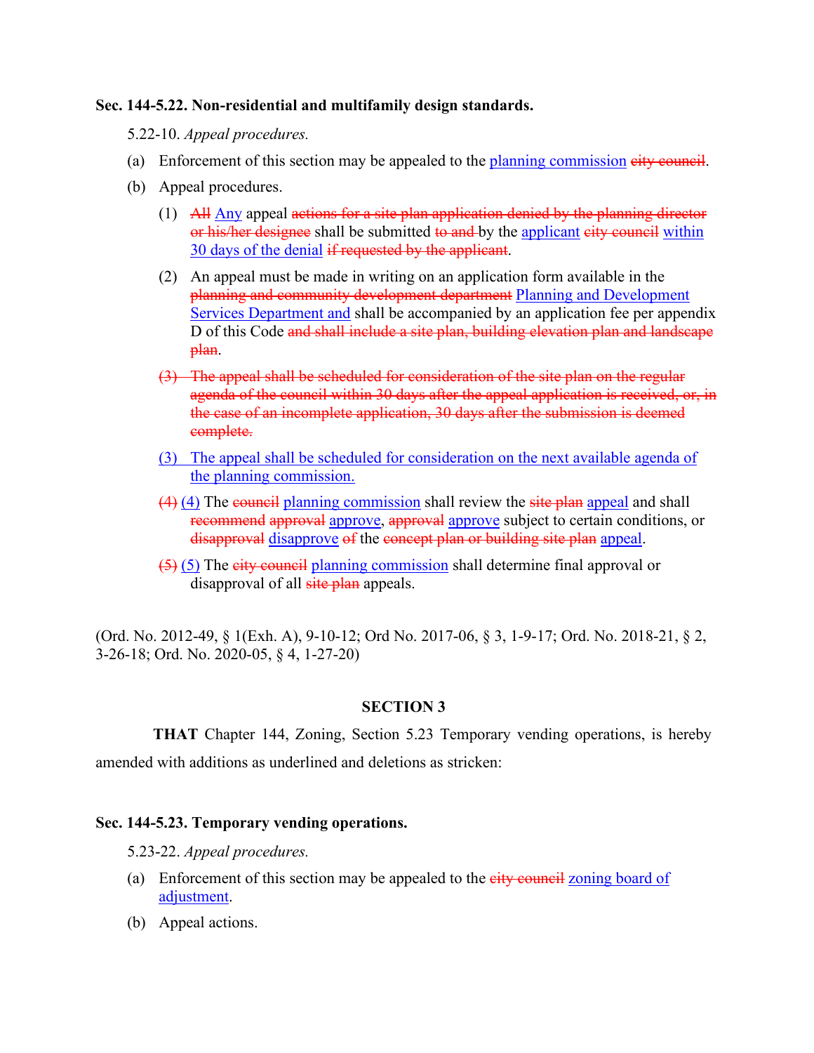**Sec. 144-5.22. Non-residential and multifamily design standards.**

5.22-10. *Appeal procedures.*

(a) Enforcement of this section may be appealed to the <u>planning commission</u> ~~city council~~.

(b) Appeal procedures.

(1) ~~All~~ <u>Any</u> appeal ~~actions for a site plan application denied by the planning director or his/her designee~~ shall be submitted ~~to and~~ by the <u>applicant</u> ~~city council~~ <u>within 30 days of the denial</u> ~~if requested by the applicant~~.

(2) An appeal must be made in writing on an application form available in the ~~planning and community development department~~ <u>Planning and Development Services Department and</u> shall be accompanied by an application fee per appendix D of this Code ~~and shall include a site plan, building elevation plan and landscape plan~~.

~~(3) The appeal shall be scheduled for consideration of the site plan on the regular agenda of the council within 30 days after the appeal application is received, or, in the case of an incomplete application, 30 days after the submission is deemed complete.~~

<u>(3) The appeal shall be scheduled for consideration on the next available agenda of the planning commission.</u>

~~(4)~~ <u>(4)</u> The ~~council~~ <u>planning commission</u> shall review the ~~site plan~~ <u>appeal</u> and shall ~~recommend approval~~ <u>approve</u>, ~~approval~~ <u>approve</u> subject to certain conditions, or ~~disapproval~~ <u>disapprove</u> ~~of~~ the ~~concept plan or building site plan~~ <u>appeal</u>.

~~(5)~~ <u>(5)</u> The ~~city council~~ <u>planning commission</u> shall determine final approval or disapproval of all ~~site plan~~ appeals.

(Ord. No. 2012-49, § 1(Exh. A), 9-10-12; Ord No. 2017-06, § 3, 1-9-17; Ord. No. 2018-21, § 2, 3-26-18; Ord. No. 2020-05, § 4, 1-27-20)

**SECTION 3**

**THAT** Chapter 144, Zoning, Section 5.23 Temporary vending operations, is hereby amended with additions as underlined and deletions as stricken:

**Sec. 144-5.23. Temporary vending operations.**

5.23-22. *Appeal procedures.*

(a) Enforcement of this section may be appealed to the ~~city council~~ <u>zoning board of adjustment</u>.

(b) Appeal actions.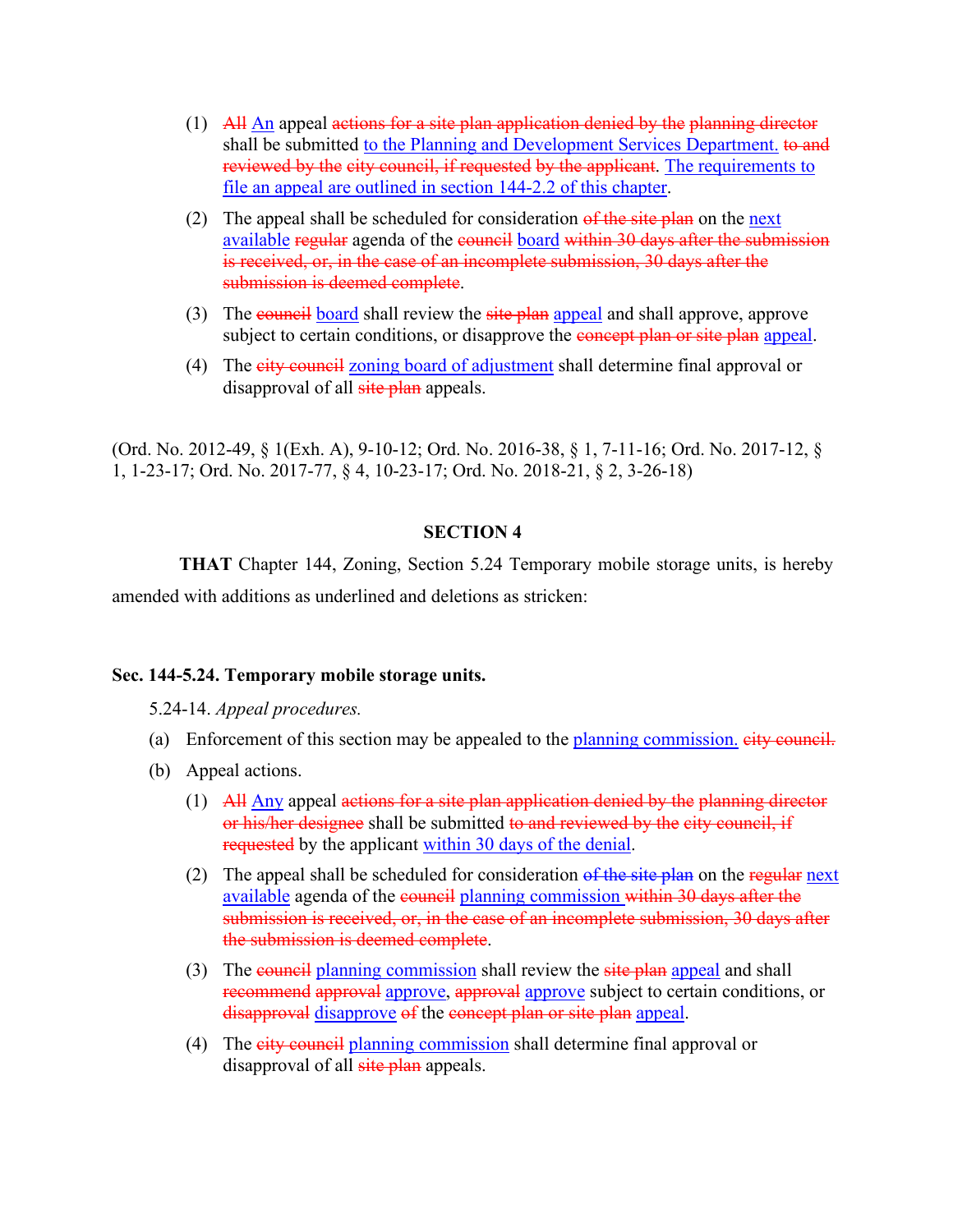(1) ~~All~~ <u>An</u> appeal ~~actions for a site plan application denied by the planning director~~ shall be submitted <u>to the Planning and Development Services Department.</u> ~~to and reviewed by the city council, if requested by the applicant~~. <u>The requirements to file an appeal are outlined in section 144-2.2 of this chapter</u>.

(2) The appeal shall be scheduled for consideration ~~of the site plan~~ on the <u>next available</u> ~~regular~~ agenda of the ~~council~~ <u>board</u> ~~within 30 days after the submission is received, or, in the case of an incomplete submission, 30 days after the submission is deemed complete~~.

(3) The ~~council~~ <u>board</u> shall review the ~~site plan~~ <u>appeal</u> and shall approve, approve subject to certain conditions, or disapprove the ~~concept plan or site plan~~ <u>appeal</u>.

(4) The ~~city council~~ <u>zoning board of adjustment</u> shall determine final approval or disapproval of all ~~site plan~~ appeals.

(Ord. No. 2012-49, § 1(Exh. A), 9-10-12; Ord. No. 2016-38, § 1, 7-11-16; Ord. No. 2017-12, § 1, 1-23-17; Ord. No. 2017-77, § 4, 10-23-17; Ord. No. 2018-21, § 2, 3-26-18)

## SECTION 4

**THAT** Chapter 144, Zoning, Section 5.24 Temporary mobile storage units, is hereby amended with additions as underlined and deletions as stricken:

**Sec. 144-5.24. Temporary mobile storage units.**

5.24-14. *Appeal procedures.*

(a) Enforcement of this section may be appealed to the <u>planning commission.</u> ~~city council.~~

(b) Appeal actions.

(1) ~~All~~ <u>Any</u> appeal ~~actions for a site plan application denied by the planning director or his/her designee~~ shall be submitted ~~to and reviewed by the city council, if requested~~ by the applicant <u>within 30 days of the denial</u>.

(2) The appeal shall be scheduled for consideration ~~of the site plan~~ on the ~~regular~~ <u>next available</u> agenda of the ~~council~~ <u>planning commission</u> ~~within 30 days after the submission is received, or, in the case of an incomplete submission, 30 days after the submission is deemed complete~~.

(3) The ~~council~~ <u>planning commission</u> shall review the ~~site plan~~ <u>appeal</u> and shall ~~recommend approval~~ <u>approve</u>, ~~approval~~ <u>approve</u> subject to certain conditions, or ~~disapproval~~ <u>disapprove</u> ~~of~~ the ~~concept plan or site plan~~ <u>appeal</u>.

(4) The ~~city council~~ <u>planning commission</u> shall determine final approval or disapproval of all ~~site plan~~ appeals.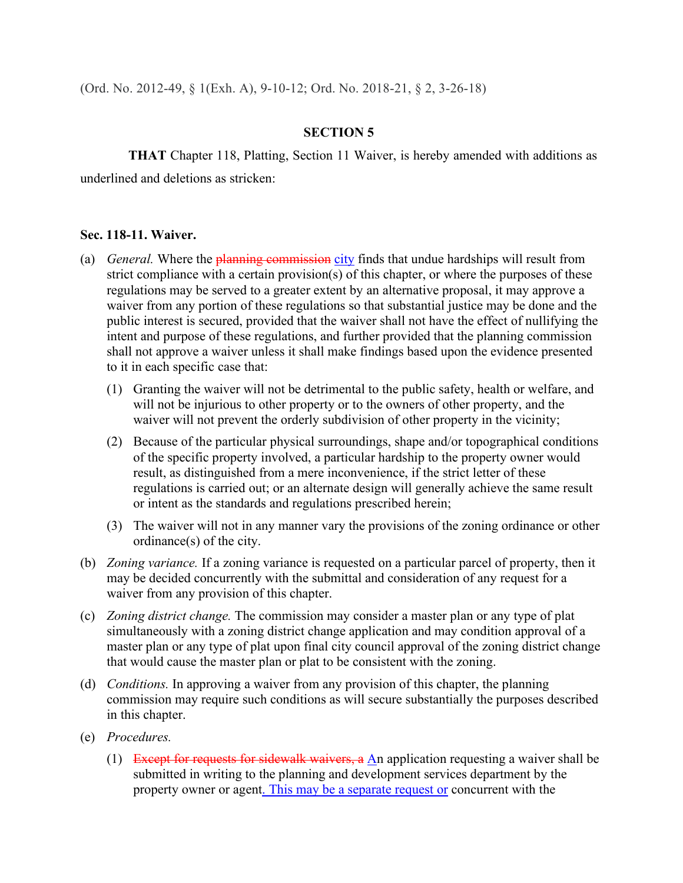(Ord. No. 2012-49, § 1(Exh. A), 9-10-12; Ord. No. 2018-21, § 2, 3-26-18)

**SECTION 5**

**THAT** Chapter 118, Platting, Section 11 Waiver, is hereby amended with additions as underlined and deletions as stricken:

**Sec. 118-11. Waiver.**

(a) *General.* Where the ~~planning commission~~ <u>city</u> finds that undue hardships will result from strict compliance with a certain provision(s) of this chapter, or where the purposes of these regulations may be served to a greater extent by an alternative proposal, it may approve a waiver from any portion of these regulations so that substantial justice may be done and the public interest is secured, provided that the waiver shall not have the effect of nullifying the intent and purpose of these regulations, and further provided that the planning commission shall not approve a waiver unless it shall make findings based upon the evidence presented to it in each specific case that:

(1) Granting the waiver will not be detrimental to the public safety, health or welfare, and will not be injurious to other property or to the owners of other property, and the waiver will not prevent the orderly subdivision of other property in the vicinity;

(2) Because of the particular physical surroundings, shape and/or topographical conditions of the specific property involved, a particular hardship to the property owner would result, as distinguished from a mere inconvenience, if the strict letter of these regulations is carried out; or an alternate design will generally achieve the same result or intent as the standards and regulations prescribed herein;

(3) The waiver will not in any manner vary the provisions of the zoning ordinance or other ordinance(s) of the city.

(b) *Zoning variance.* If a zoning variance is requested on a particular parcel of property, then it may be decided concurrently with the submittal and consideration of any request for a waiver from any provision of this chapter.

(c) *Zoning district change.* The commission may consider a master plan or any type of plat simultaneously with a zoning district change application and may condition approval of a master plan or any type of plat upon final city council approval of the zoning district change that would cause the master plan or plat to be consistent with the zoning.

(d) *Conditions.* In approving a waiver from any provision of this chapter, the planning commission may require such conditions as will secure substantially the purposes described in this chapter.

(e) *Procedures.*

(1) ~~Except for requests for sidewalk waivers, a~~ <u>A</u>n application requesting a waiver shall be submitted in writing to the planning and development services department by the property owner or agent<u>. This may be a separate request or</u> concurrent with the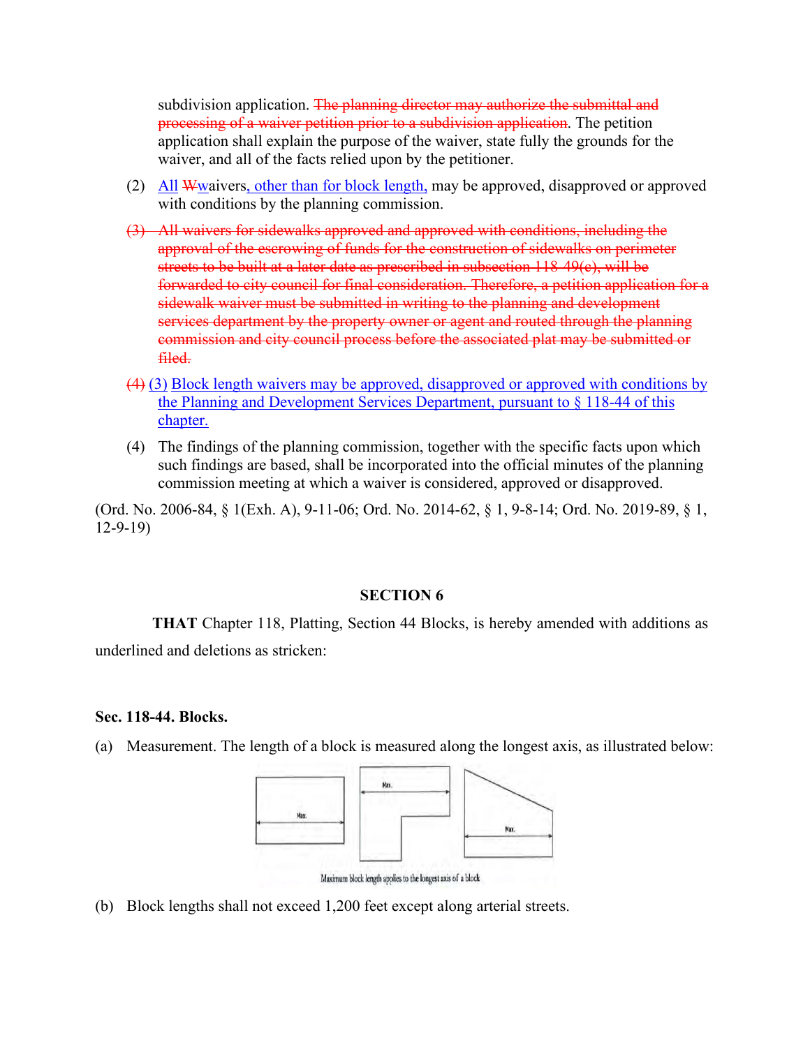subdivision application. ~~The planning director may authorize the submittal and processing of a waiver petition prior to a subdivision application.~~ The petition application shall explain the purpose of the waiver, state fully the grounds for the waiver, and all of the facts relied upon by the petitioner.

(2) <u>All</u> ~~W~~<u>w</u>aivers<u>, other than for block length,</u> may be approved, disapproved or approved with conditions by the planning commission.

~~(3) All waivers for sidewalks approved and approved with conditions, including the approval of the escrowing of funds for the construction of sidewalks on perimeter streets to be built at a later date as prescribed in subsection 118-49(c), will be forwarded to city council for final consideration. Therefore, a petition application for a sidewalk waiver must be submitted in writing to the planning and development services department by the property owner or agent and routed through the planning commission and city council process before the associated plat may be submitted or filed.~~

~~(4)~~ <u>(3) Block length waivers may be approved, disapproved or approved with conditions by the Planning and Development Services Department, pursuant to § 118-44 of this chapter.</u>

(4) The findings of the planning commission, together with the specific facts upon which such findings are based, shall be incorporated into the official minutes of the planning commission meeting at which a waiver is considered, approved or disapproved.

(Ord. No. 2006-84, § 1(Exh. A), 9-11-06; Ord. No. 2014-62, § 1, 9-8-14; Ord. No. 2019-89, § 1, 12-9-19)

## SECTION 6

**THAT** Chapter 118, Platting, Section 44 Blocks, is hereby amended with additions as underlined and deletions as stricken:

**Sec. 118-44. Blocks.**

(a) Measurement. The length of a block is measured along the longest axis, as illustrated below:

Maximum block length applies to the longest axis of a block

(b) Block lengths shall not exceed 1,200 feet except along arterial streets.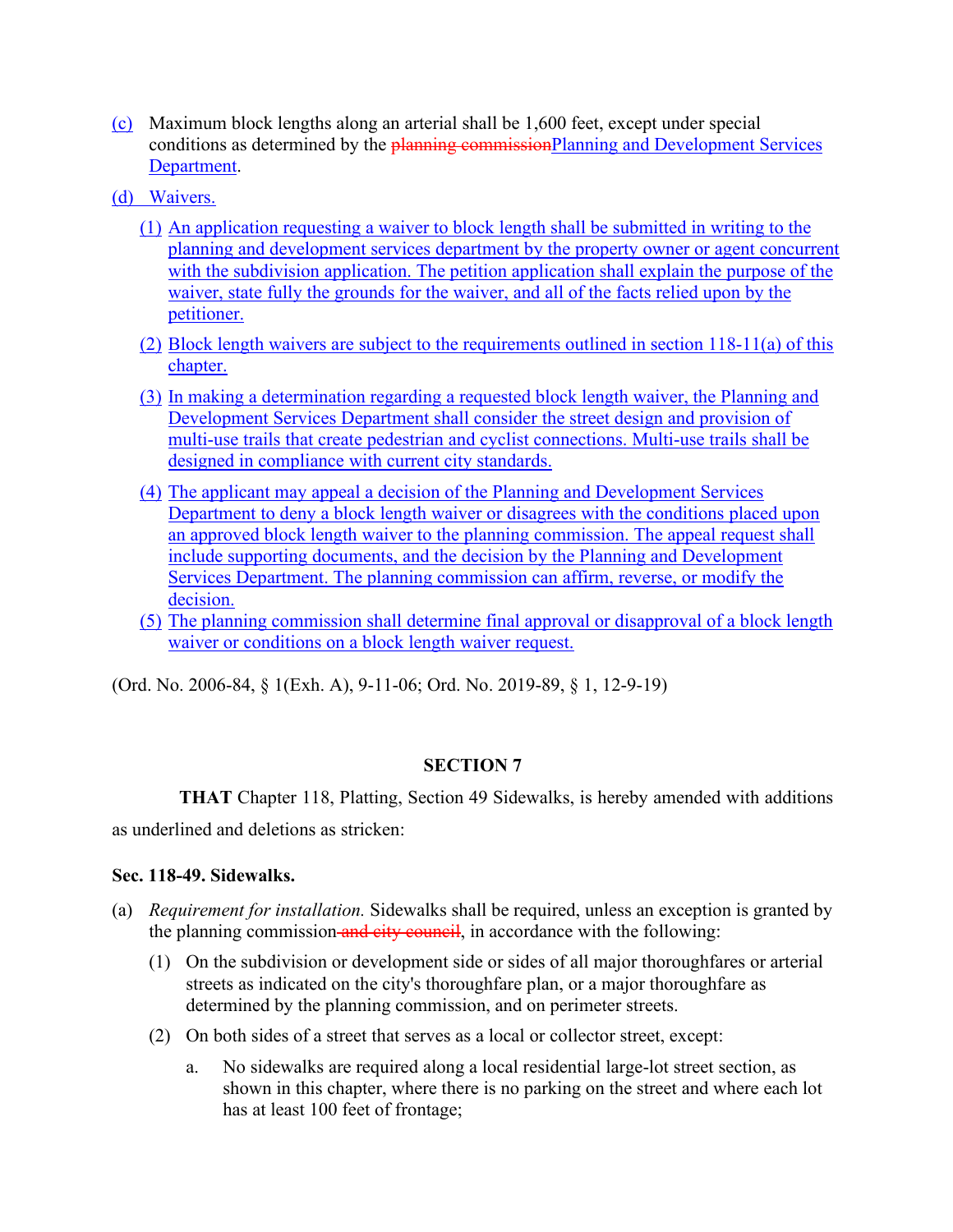(c) Maximum block lengths along an arterial shall be 1,600 feet, except under special conditions as determined by the ~~planning commission~~<u>Planning and Development Services Department</u>.

<u>(d) Waivers.</u>

<u>(1) An application requesting a waiver to block length shall be submitted in writing to the planning and development services department by the property owner or agent concurrent with the subdivision application. The petition application shall explain the purpose of the waiver, state fully the grounds for the waiver, and all of the facts relied upon by the petitioner.</u>

<u>(2) Block length waivers are subject to the requirements outlined in section 118-11(a) of this chapter.</u>

<u>(3) In making a determination regarding a requested block length waiver, the Planning and Development Services Department shall consider the street design and provision of multi-use trails that create pedestrian and cyclist connections. Multi-use trails shall be designed in compliance with current city standards.</u>

<u>(4) The applicant may appeal a decision of the Planning and Development Services Department to deny a block length waiver or disagrees with the conditions placed upon an approved block length waiver to the planning commission. The appeal request shall include supporting documents, and the decision by the Planning and Development Services Department. The planning commission can affirm, reverse, or modify the decision.</u>

<u>(5) The planning commission shall determine final approval or disapproval of a block length waiver or conditions on a block length waiver request.</u>

(Ord. No. 2006-84, § 1(Exh. A), 9-11-06; Ord. No. 2019-89, § 1, 12-9-19)

**SECTION 7**

**THAT** Chapter 118, Platting, Section 49 Sidewalks, is hereby amended with additions as underlined and deletions as stricken:

**Sec. 118-49. Sidewalks.**

(a) *Requirement for installation.* Sidewalks shall be required, unless an exception is granted by the planning commission ~~and city council~~, in accordance with the following:

(1) On the subdivision or development side or sides of all major thoroughfares or arterial streets as indicated on the city's thoroughfare plan, or a major thoroughfare as determined by the planning commission, and on perimeter streets.

(2) On both sides of a street that serves as a local or collector street, except:

a. No sidewalks are required along a local residential large-lot street section, as shown in this chapter, where there is no parking on the street and where each lot has at least 100 feet of frontage;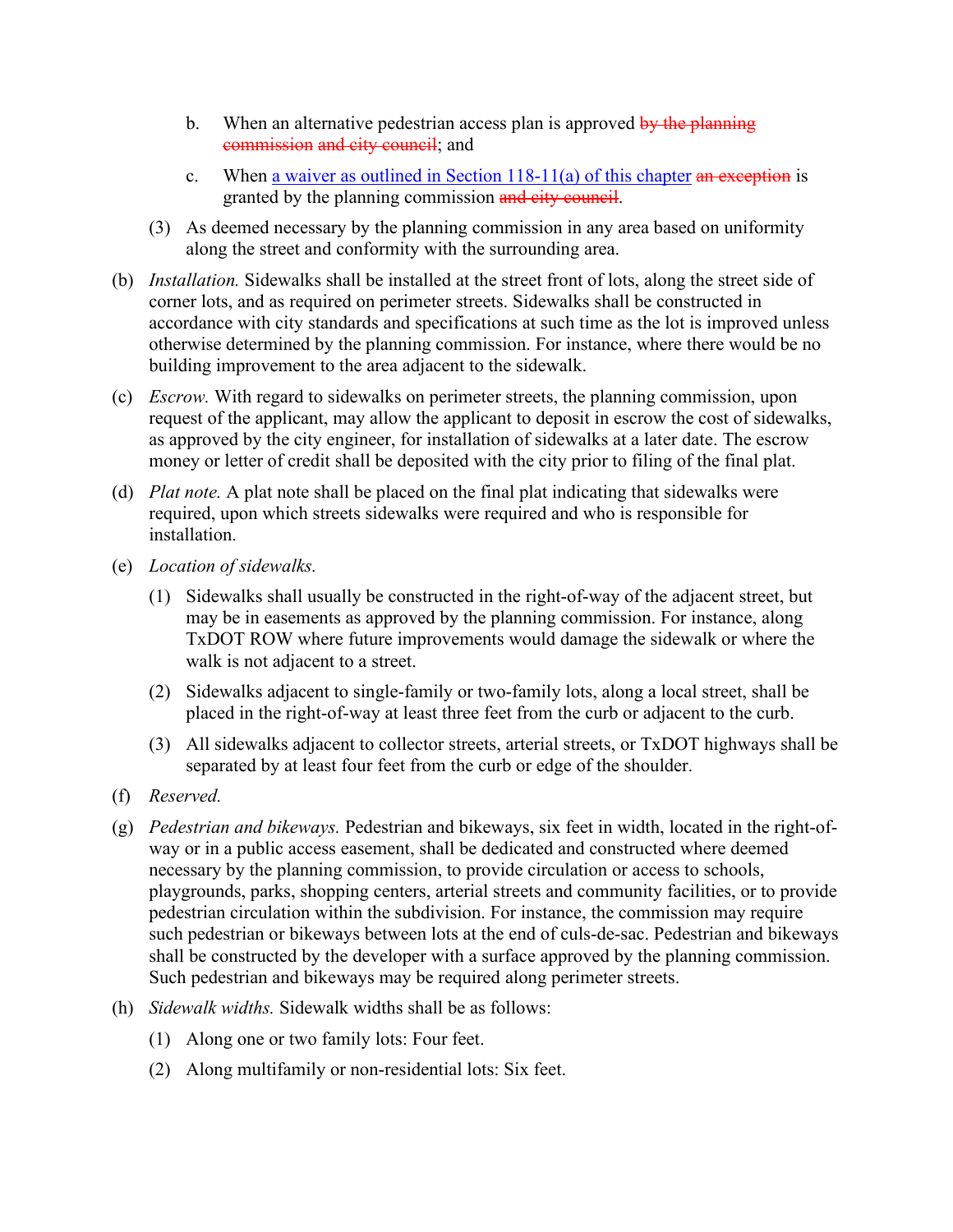b. When an alternative pedestrian access plan is approved ~~by the planning commission~~ ~~and city council~~; and

c. When a waiver as outlined in Section 118-11(a) of this chapter ~~an exception~~ is granted by the planning commission ~~and city council~~.

(3) As deemed necessary by the planning commission in any area based on uniformity along the street and conformity with the surrounding area.

(b) *Installation.* Sidewalks shall be installed at the street front of lots, along the street side of corner lots, and as required on perimeter streets. Sidewalks shall be constructed in accordance with city standards and specifications at such time as the lot is improved unless otherwise determined by the planning commission. For instance, where there would be no building improvement to the area adjacent to the sidewalk.

(c) *Escrow.* With regard to sidewalks on perimeter streets, the planning commission, upon request of the applicant, may allow the applicant to deposit in escrow the cost of sidewalks, as approved by the city engineer, for installation of sidewalks at a later date. The escrow money or letter of credit shall be deposited with the city prior to filing of the final plat.

(d) *Plat note.* A plat note shall be placed on the final plat indicating that sidewalks were required, upon which streets sidewalks were required and who is responsible for installation.

(e) *Location of sidewalks.*

(1) Sidewalks shall usually be constructed in the right-of-way of the adjacent street, but may be in easements as approved by the planning commission. For instance, along TxDOT ROW where future improvements would damage the sidewalk or where the walk is not adjacent to a street.

(2) Sidewalks adjacent to single-family or two-family lots, along a local street, shall be placed in the right-of-way at least three feet from the curb or adjacent to the curb.

(3) All sidewalks adjacent to collector streets, arterial streets, or TxDOT highways shall be separated by at least four feet from the curb or edge of the shoulder.

(f) *Reserved.*

(g) *Pedestrian and bikeways.* Pedestrian and bikeways, six feet in width, located in the right-of-way or in a public access easement, shall be dedicated and constructed where deemed necessary by the planning commission, to provide circulation or access to schools, playgrounds, parks, shopping centers, arterial streets and community facilities, or to provide pedestrian circulation within the subdivision. For instance, the commission may require such pedestrian or bikeways between lots at the end of culs-de-sac. Pedestrian and bikeways shall be constructed by the developer with a surface approved by the planning commission. Such pedestrian and bikeways may be required along perimeter streets.

(h) *Sidewalk widths.* Sidewalk widths shall be as follows:

(1) Along one or two family lots: Four feet.

(2) Along multifamily or non-residential lots: Six feet.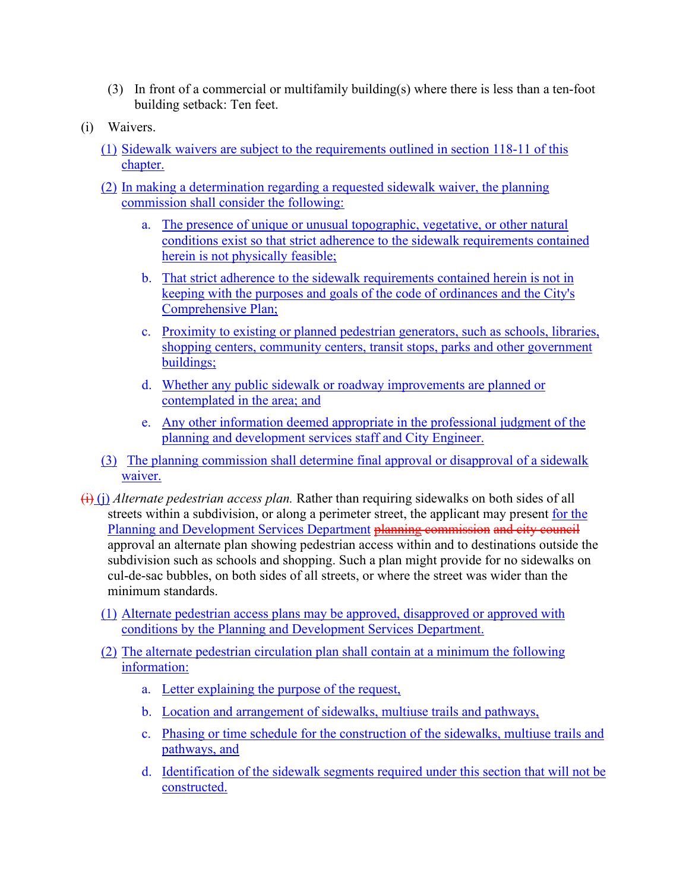(3) In front of a commercial or multifamily building(s) where there is less than a ten-foot building setback: Ten feet.

(i) Waivers.

(1) Sidewalk waivers are subject to the requirements outlined in section 118-11 of this chapter.

(2) In making a determination regarding a requested sidewalk waiver, the planning commission shall consider the following:

a. The presence of unique or unusual topographic, vegetative, or other natural conditions exist so that strict adherence to the sidewalk requirements contained herein is not physically feasible;

b. That strict adherence to the sidewalk requirements contained herein is not in keeping with the purposes and goals of the code of ordinances and the City's Comprehensive Plan;

c. Proximity to existing or planned pedestrian generators, such as schools, libraries, shopping centers, community centers, transit stops, parks and other government buildings;

d. Whether any public sidewalk or roadway improvements are planned or contemplated in the area; and

e. Any other information deemed appropriate in the professional judgment of the planning and development services staff and City Engineer.

(3) The planning commission shall determine final approval or disapproval of a sidewalk waiver.

~~(i)~~ (j) *Alternate pedestrian access plan.* Rather than requiring sidewalks on both sides of all streets within a subdivision, or along a perimeter street, the applicant may present for the Planning and Development Services Department ~~planning commission~~ ~~and city council~~ approval an alternate plan showing pedestrian access within and to destinations outside the subdivision such as schools and shopping. Such a plan might provide for no sidewalks on cul-de-sac bubbles, on both sides of all streets, or where the street was wider than the minimum standards.

(1) Alternate pedestrian access plans may be approved, disapproved or approved with conditions by the Planning and Development Services Department.

(2) The alternate pedestrian circulation plan shall contain at a minimum the following information:

a. Letter explaining the purpose of the request,

b. Location and arrangement of sidewalks, multiuse trails and pathways,

c. Phasing or time schedule for the construction of the sidewalks, multiuse trails and pathways, and

d. Identification of the sidewalk segments required under this section that will not be constructed.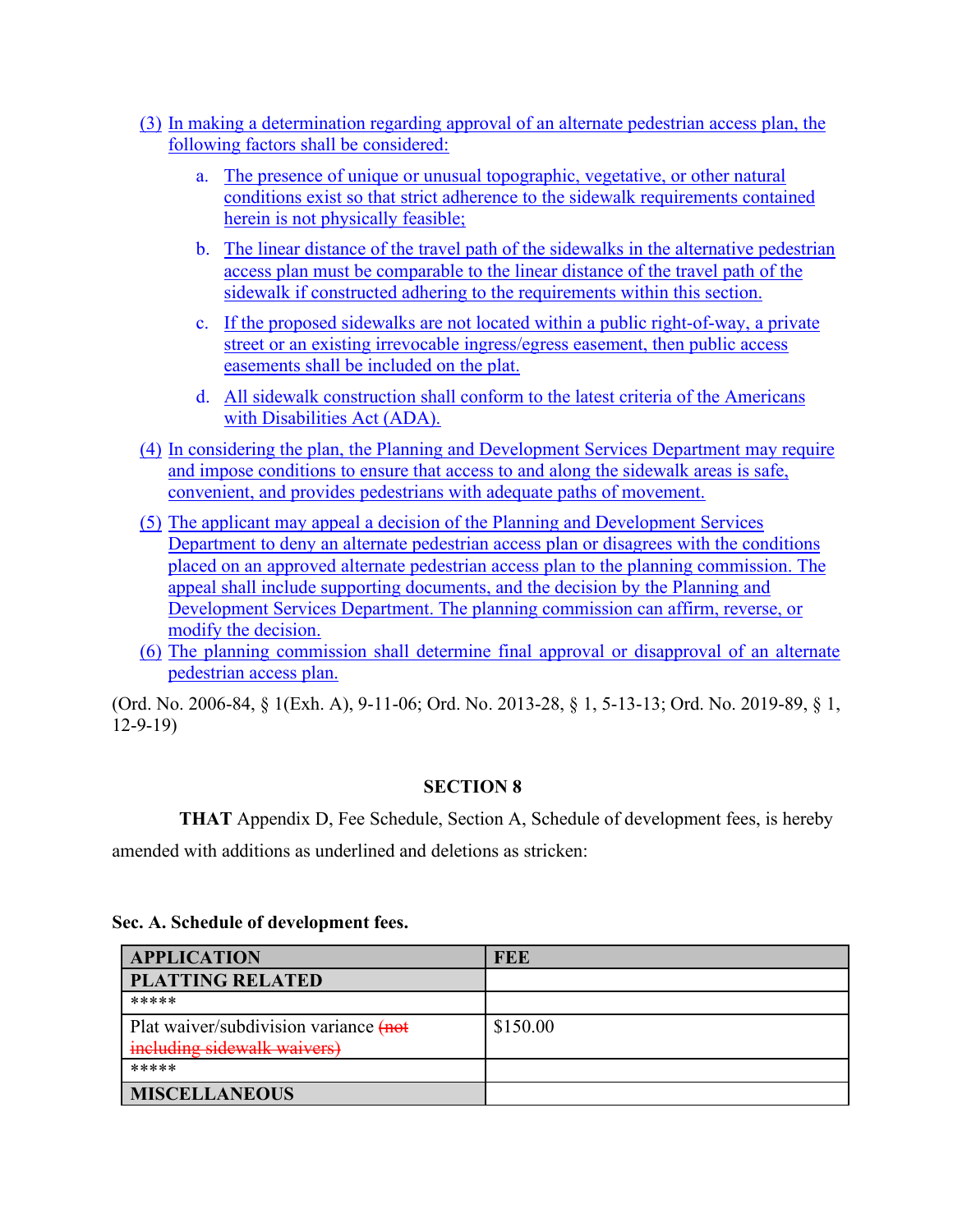(3) In making a determination regarding approval of an alternate pedestrian access plan, the following factors shall be considered:

   a. The presence of unique or unusual topographic, vegetative, or other natural conditions exist so that strict adherence to the sidewalk requirements contained herein is not physically feasible;

   b. The linear distance of the travel path of the sidewalks in the alternative pedestrian access plan must be comparable to the linear distance of the travel path of the sidewalk if constructed adhering to the requirements within this section.

   c. If the proposed sidewalks are not located within a public right-of-way, a private street or an existing irrevocable ingress/egress easement, then public access easements shall be included on the plat.

   d. All sidewalk construction shall conform to the latest criteria of the Americans with Disabilities Act (ADA).

(4) In considering the plan, the Planning and Development Services Department may require and impose conditions to ensure that access to and along the sidewalk areas is safe, convenient, and provides pedestrians with adequate paths of movement.

(5) The applicant may appeal a decision of the Planning and Development Services Department to deny an alternate pedestrian access plan or disagrees with the conditions placed on an approved alternate pedestrian access plan to the planning commission. The appeal shall include supporting documents, and the decision by the Planning and Development Services Department. The planning commission can affirm, reverse, or modify the decision.

(6) The planning commission shall determine final approval or disapproval of an alternate pedestrian access plan.

(Ord. No. 2006-84, § 1(Exh. A), 9-11-06; Ord. No. 2013-28, § 1, 5-13-13; Ord. No. 2019-89, § 1, 12-9-19)

**SECTION 8**

**THAT** Appendix D, Fee Schedule, Section A, Schedule of development fees, is hereby amended with additions as underlined and deletions as stricken:

**Sec. A. Schedule of development fees.**

| APPLICATION | FEE |
|---|---|
| **PLATTING RELATED** | |
| ***** | |
| Plat waiver/subdivision variance ~~(not including sidewalk waivers)~~ | $150.00 |
| ***** | |
| **MISCELLANEOUS** | |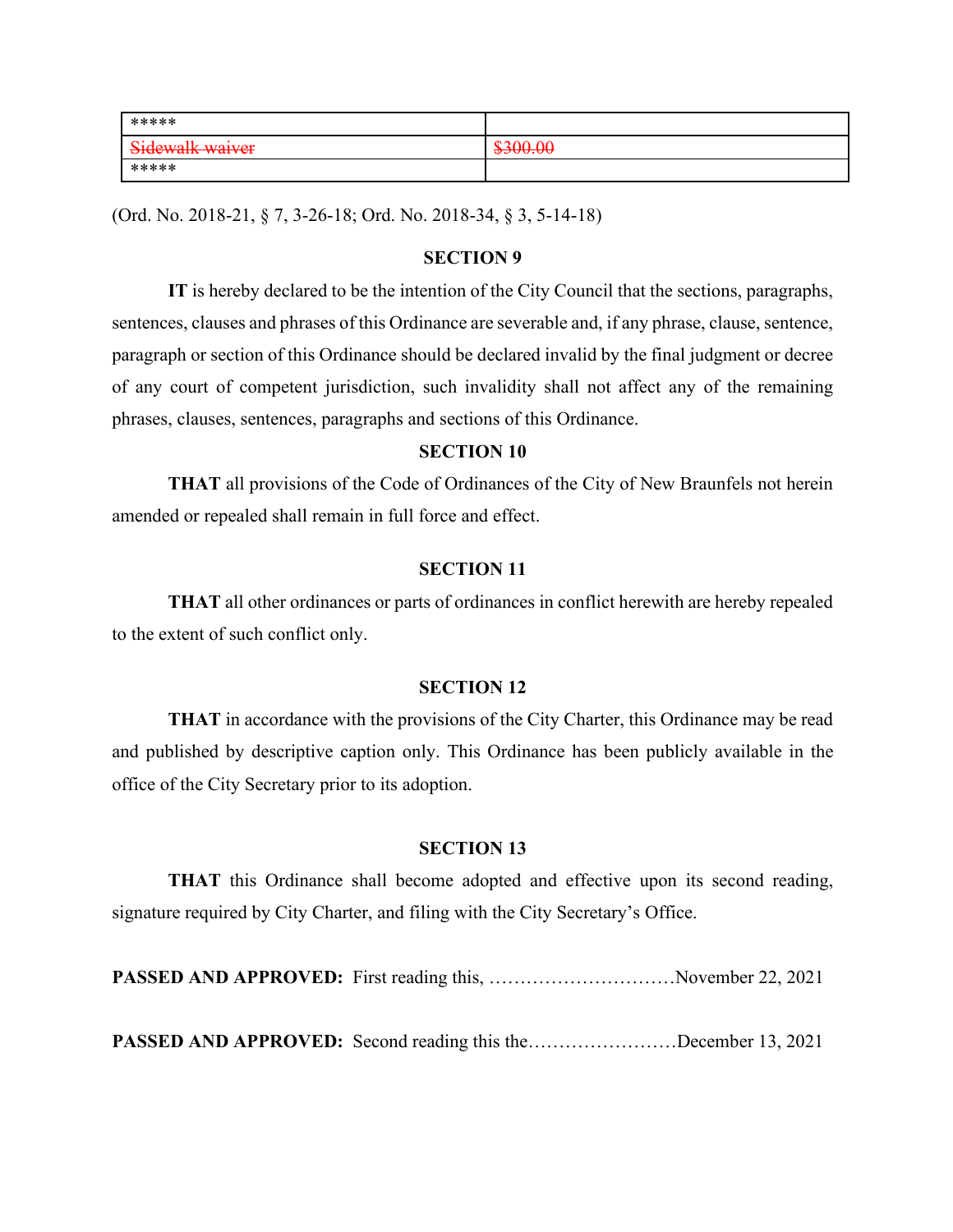| ***** | |
|---|---|
| ~~Sidewalk waiver~~ | ~~$300.00~~ |
| ***** | |

(Ord. No. 2018-21, § 7, 3-26-18; Ord. No. 2018-34, § 3, 5-14-18)

**SECTION 9**

**IT** is hereby declared to be the intention of the City Council that the sections, paragraphs, sentences, clauses and phrases of this Ordinance are severable and, if any phrase, clause, sentence, paragraph or section of this Ordinance should be declared invalid by the final judgment or decree of any court of competent jurisdiction, such invalidity shall not affect any of the remaining phrases, clauses, sentences, paragraphs and sections of this Ordinance.

**SECTION 10**

**THAT** all provisions of the Code of Ordinances of the City of New Braunfels not herein amended or repealed shall remain in full force and effect.

**SECTION 11**

**THAT** all other ordinances or parts of ordinances in conflict herewith are hereby repealed to the extent of such conflict only.

**SECTION 12**

**THAT** in accordance with the provisions of the City Charter, this Ordinance may be read and published by descriptive caption only. This Ordinance has been publicly available in the office of the City Secretary prior to its adoption.

**SECTION 13**

**THAT** this Ordinance shall become adopted and effective upon its second reading, signature required by City Charter, and filing with the City Secretary's Office.

**PASSED AND APPROVED:** First reading this, …………………………November 22, 2021

**PASSED AND APPROVED:** Second reading this the……………………December 13, 2021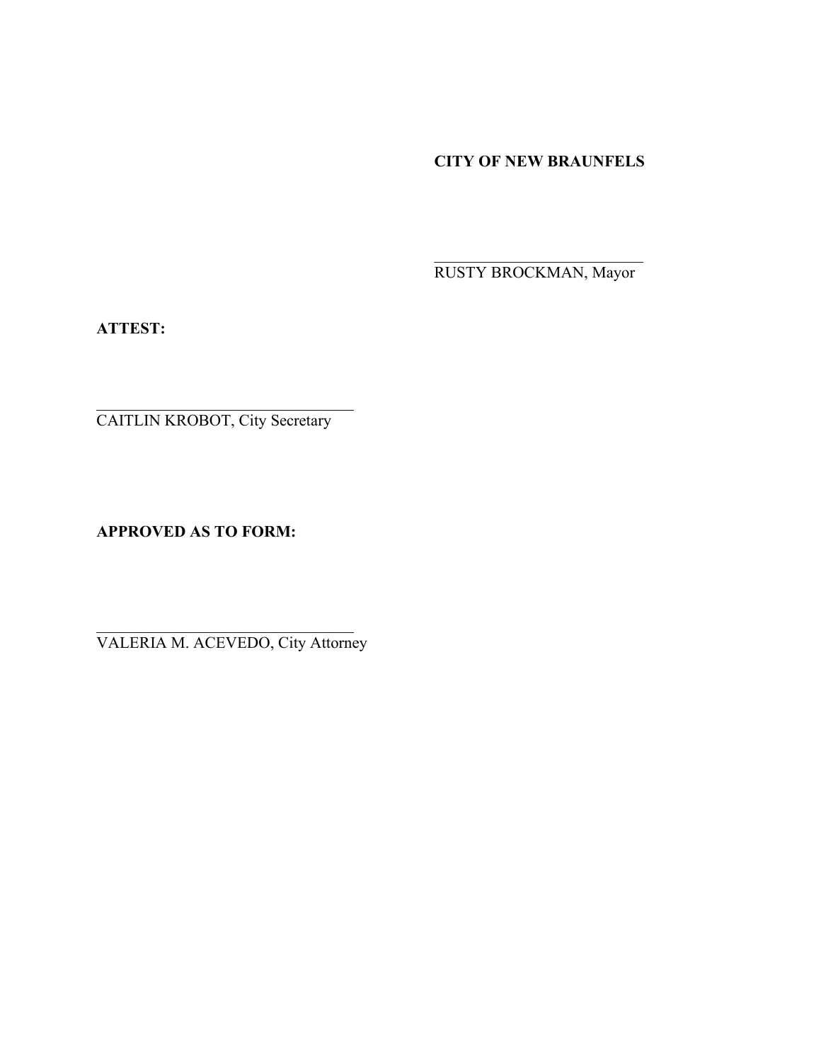**CITY OF NEW BRAUNFELS**

\_\_\_\_\_\_\_\_\_\_\_\_\_\_\_\_\_\_\_\_\_\_\_\_\_\_\_\_
RUSTY BROCKMAN, Mayor

**ATTEST:**

\_\_\_\_\_\_\_\_\_\_\_\_\_\_\_\_\_\_\_\_\_\_\_\_\_\_\_\_\_\_\_\_\_\_
CAITLIN KROBOT, City Secretary

**APPROVED AS TO FORM:**

\_\_\_\_\_\_\_\_\_\_\_\_\_\_\_\_\_\_\_\_\_\_\_\_\_\_\_\_\_\_\_\_\_\_
VALERIA M. ACEVEDO, City Attorney